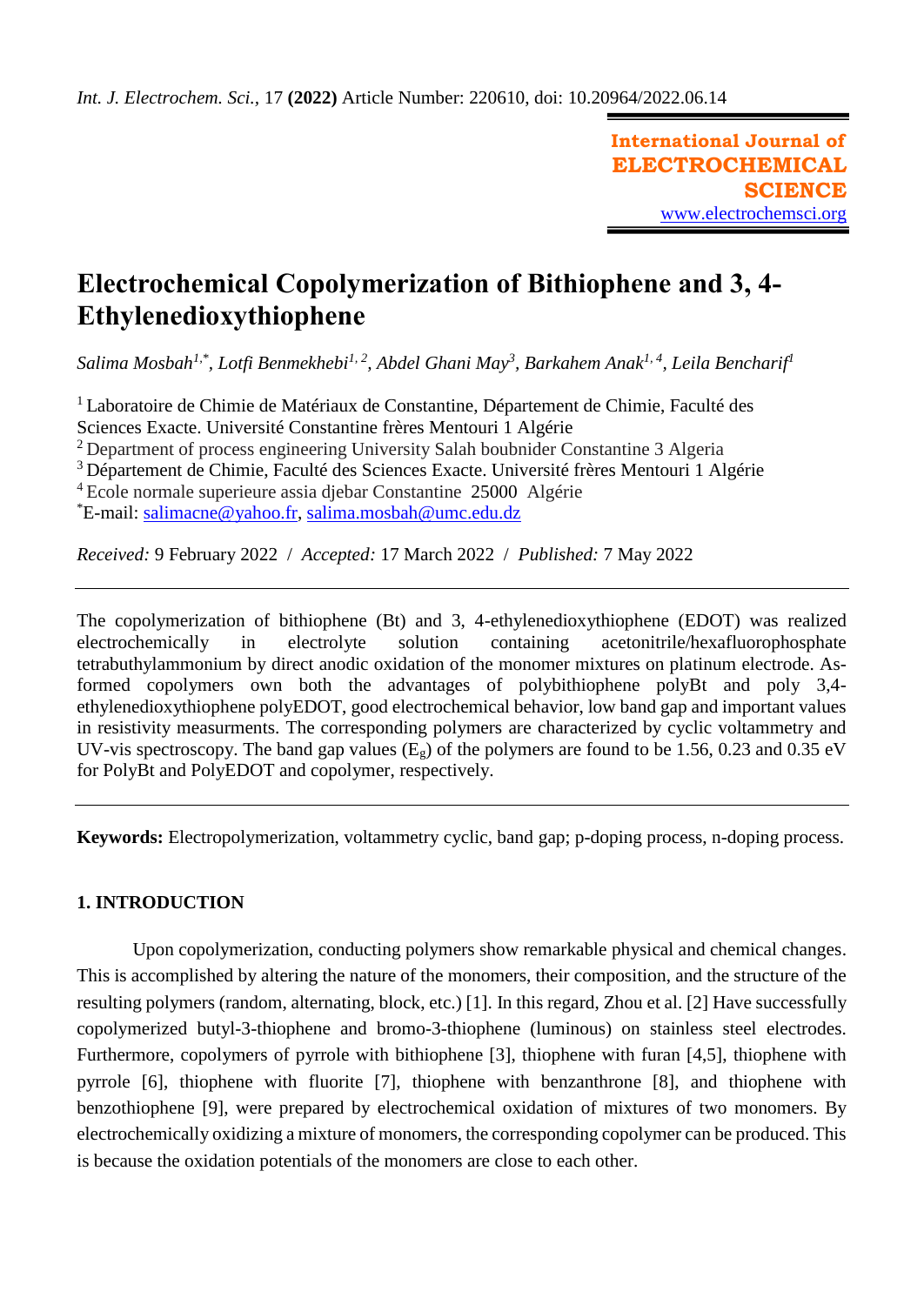*Int. J. Electrochem. Sci.,* 17 **(2022)** Article Number: 220610, doi: 10.20964/2022.06.14

**International Journal of ELECTROCHEMICAL SCIENCE**
www.electrochemsci.org

# Electrochemical Copolymerization of Bithiophene and 3, 4-Ethylenedioxythiophene

*Salima Mosbah[1,*], Lotfi Benmekhebi[1,2], Abdel Ghani May[3], Barkahem Anak[1,4], Leila Bencharif[1]*

[1] Laboratoire de Chimie de Matériaux de Constantine, Département de Chimie, Faculté des Sciences Exacte. Université Constantine frères Mentouri 1 Algérie
[2] Department of process engineering University Salah boubnider Constantine 3 Algeria
[3] Département de Chimie, Faculté des Sciences Exacte. Université frères Mentouri 1 Algérie
[4] Ecole normale superieure assia djebar Constantine 25000 Algérie
[*]E-mail: salimacne@yahoo.fr, salima.mosbah@umc.edu.dz

*Received:* 9 February 2022 / *Accepted:* 17 March 2022 / *Published:* 7 May 2022

---

The copolymerization of bithiophene (Bt) and 3, 4-ethylenedioxythiophene (EDOT) was realized electrochemically in electrolyte solution containing acetonitrile/hexafluorophosphate tetrabuthylammonium by direct anodic oxidation of the monomer mixtures on platinum electrode. As-formed copolymers own both the advantages of polybithiophene polyBt and poly 3,4-ethylenedioxythiophene polyEDOT, good electrochemical behavior, low band gap and important values in resistivity measurments. The corresponding polymers are characterized by cyclic voltammetry and UV-vis spectroscopy. The band gap values ($E_g$) of the polymers are found to be 1.56, 0.23 and 0.35 eV for PolyBt and PolyEDOT and copolymer, respectively.

---

**Keywords:** Electropolymerization, voltammetry cyclic, band gap; p-doping process, n-doping process.

## 1. INTRODUCTION

Upon copolymerization, conducting polymers show remarkable physical and chemical changes. This is accomplished by altering the nature of the monomers, their composition, and the structure of the resulting polymers (random, alternating, block, etc.) [1]. In this regard, Zhou et al. [2] Have successfully copolymerized butyl-3-thiophene and bromo-3-thiophene (luminous) on stainless steel electrodes. Furthermore, copolymers of pyrrole with bithiophene [3], thiophene with furan [4,5], thiophene with pyrrole [6], thiophene with fluorite [7], thiophene with benzanthrone [8], and thiophene with benzothiophene [9], were prepared by electrochemical oxidation of mixtures of two monomers. By electrochemically oxidizing a mixture of monomers, the corresponding copolymer can be produced. This is because the oxidation potentials of the monomers are close to each other.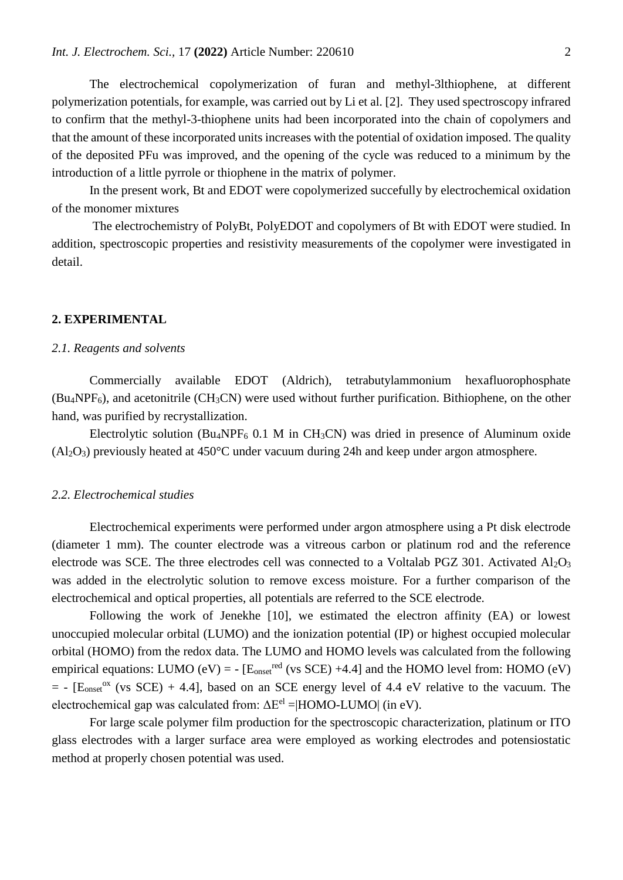The electrochemical copolymerization of furan and methyl-3lthiophene, at different polymerization potentials, for example, was carried out by Li et al. [2]. They used spectroscopy infrared to confirm that the methyl-3-thiophene units had been incorporated into the chain of copolymers and that the amount of these incorporated units increases with the potential of oxidation imposed. The quality of the deposited PFu was improved, and the opening of the cycle was reduced to a minimum by the introduction of a little pyrrole or thiophene in the matrix of polymer.

In the present work, Bt and EDOT were copolymerized succefully by electrochemical oxidation of the monomer mixtures

The electrochemistry of PolyBt, PolyEDOT and copolymers of Bt with EDOT were studied. In addition, spectroscopic properties and resistivity measurements of the copolymer were investigated in detail.

## 2. EXPERIMENTAL

### *2.1. Reagents and solvents*

Commercially available EDOT (Aldrich), tetrabutylammonium hexafluorophosphate ($Bu_4NPF_6$), and acetonitrile ($CH_3CN$) were used without further purification. Bithiophene, on the other hand, was purified by recrystallization.

Electrolytic solution ($Bu_4NPF_6$ 0.1 M in $CH_3CN$) was dried in presence of Aluminum oxide ($Al_2O_3$) previously heated at 450°C under vacuum during 24h and keep under argon atmosphere.

### *2.2. Electrochemical studies*

Electrochemical experiments were performed under argon atmosphere using a Pt disk electrode (diameter 1 mm). The counter electrode was a vitreous carbon or platinum rod and the reference electrode was SCE. The three electrodes cell was connected to a Voltalab PGZ 301. Activated $Al_2O_3$ was added in the electrolytic solution to remove excess moisture. For a further comparison of the electrochemical and optical properties, all potentials are referred to the SCE electrode.

Following the work of Jenekhe [10], we estimated the electron affinity (EA) or lowest unoccupied molecular orbital (LUMO) and the ionization potential (IP) or highest occupied molecular orbital (HOMO) from the redox data. The LUMO and HOMO levels was calculated from the following empirical equations: LUMO (eV) = - [$E_{onset}^{red}$ (vs SCE) +4.4] and the HOMO level from: HOMO (eV) = - [$E_{onset}^{ox}$ (vs SCE) + 4.4], based on an SCE energy level of 4.4 eV relative to the vacuum. The electrochemical gap was calculated from: $\Delta E^{el}$ =|HOMO-LUMO| (in eV).

For large scale polymer film production for the spectroscopic characterization, platinum or ITO glass electrodes with a larger surface area were employed as working electrodes and potensiostatic method at properly chosen potential was used.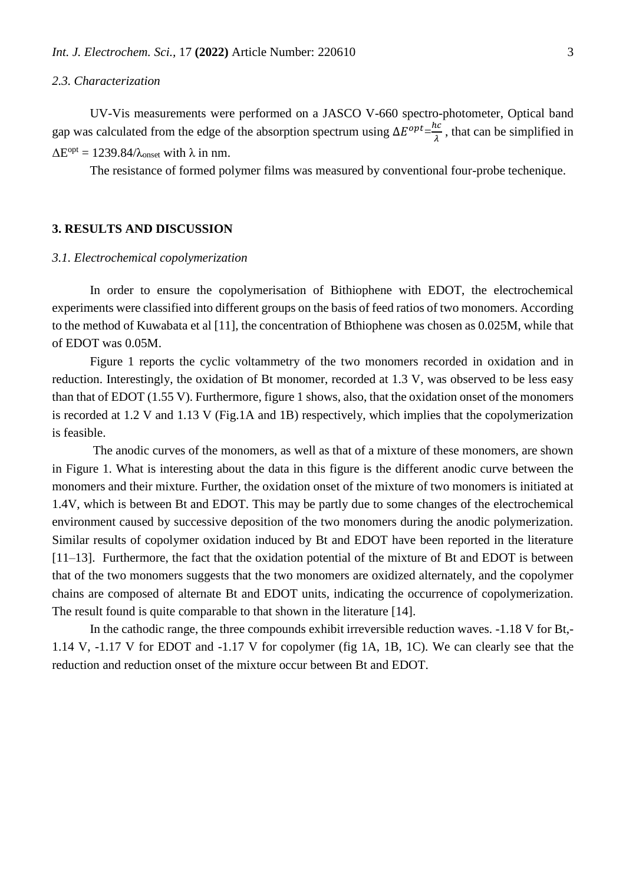### 2.3. Characterization

UV-Vis measurements were performed on a JASCO V-660 spectro-photometer, Optical band gap was calculated from the edge of the absorption spectrum using $\Delta E^{opt} = \frac{hc}{\lambda}$ , that can be simplified in $\Delta E^{opt} = 1239.84/\lambda_{onset}$ with $\lambda$ in nm.

The resistance of formed polymer films was measured by conventional four-probe techenique.

## 3. RESULTS AND DISCUSSION

### 3.1. Electrochemical copolymerization

In order to ensure the copolymerisation of Bithiophene with EDOT, the electrochemical experiments were classified into different groups on the basis of feed ratios of two monomers. According to the method of Kuwabata et al [11], the concentration of Bthiophene was chosen as 0.025M, while that of EDOT was 0.05M.

Figure 1 reports the cyclic voltammetry of the two monomers recorded in oxidation and in reduction. Interestingly, the oxidation of Bt monomer, recorded at 1.3 V, was observed to be less easy than that of EDOT (1.55 V). Furthermore, figure 1 shows, also, that the oxidation onset of the monomers is recorded at 1.2 V and 1.13 V (Fig.1A and 1B) respectively, which implies that the copolymerization is feasible.

The anodic curves of the monomers, as well as that of a mixture of these monomers, are shown in Figure 1. What is interesting about the data in this figure is the different anodic curve between the monomers and their mixture. Further, the oxidation onset of the mixture of two monomers is initiated at 1.4V, which is between Bt and EDOT. This may be partly due to some changes of the electrochemical environment caused by successive deposition of the two monomers during the anodic polymerization. Similar results of copolymer oxidation induced by Bt and EDOT have been reported in the literature [11–13]. Furthermore, the fact that the oxidation potential of the mixture of Bt and EDOT is between that of the two monomers suggests that the two monomers are oxidized alternately, and the copolymer chains are composed of alternate Bt and EDOT units, indicating the occurrence of copolymerization. The result found is quite comparable to that shown in the literature [14].

In the cathodic range, the three compounds exhibit irreversible reduction waves. -1.18 V for Bt,-1.14 V, -1.17 V for EDOT and -1.17 V for copolymer (fig 1A, 1B, 1C). We can clearly see that the reduction and reduction onset of the mixture occur between Bt and EDOT.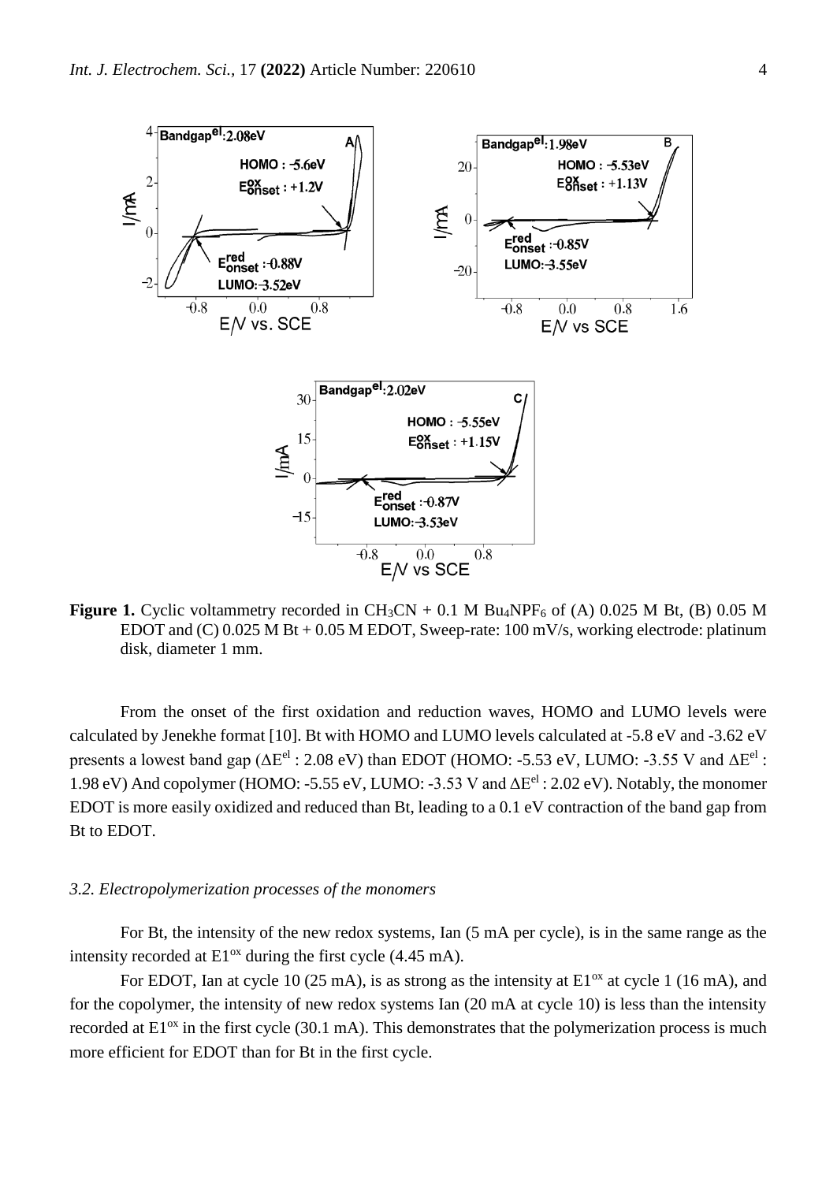**Figure 1.** Cyclic voltammetry recorded in $CH_3CN$ + 0.1 M $Bu_4NPF_6$ of (A) 0.025 M Bt, (B) 0.05 M EDOT and (C) 0.025 M Bt + 0.05 M EDOT, Sweep-rate: 100 mV/s, working electrode: platinum disk, diameter 1 mm.

From the onset of the first oxidation and reduction waves, HOMO and LUMO levels were calculated by Jenekhe format [10]. Bt with HOMO and LUMO levels calculated at -5.8 eV and -3.62 eV presents a lowest band gap ($\Delta E^{el}$ : 2.08 eV) than EDOT (HOMO: -5.53 eV, LUMO: -3.55 V and $\Delta E^{el}$ : 1.98 eV) And copolymer (HOMO: -5.55 eV, LUMO: -3.53 V and $\Delta E^{el}$ : 2.02 eV). Notably, the monomer EDOT is more easily oxidized and reduced than Bt, leading to a 0.1 eV contraction of the band gap from Bt to EDOT.

### *3.2. Electropolymerization processes of the monomers*

For Bt, the intensity of the new redox systems, Ian (5 mA per cycle), is in the same range as the intensity recorded at $E1^{ox}$ during the first cycle (4.45 mA).

For EDOT, Ian at cycle 10 (25 mA), is as strong as the intensity at $E1^{ox}$ at cycle 1 (16 mA), and for the copolymer, the intensity of new redox systems Ian (20 mA at cycle 10) is less than the intensity recorded at $E1^{ox}$ in the first cycle (30.1 mA). This demonstrates that the polymerization process is much more efficient for EDOT than for Bt in the first cycle.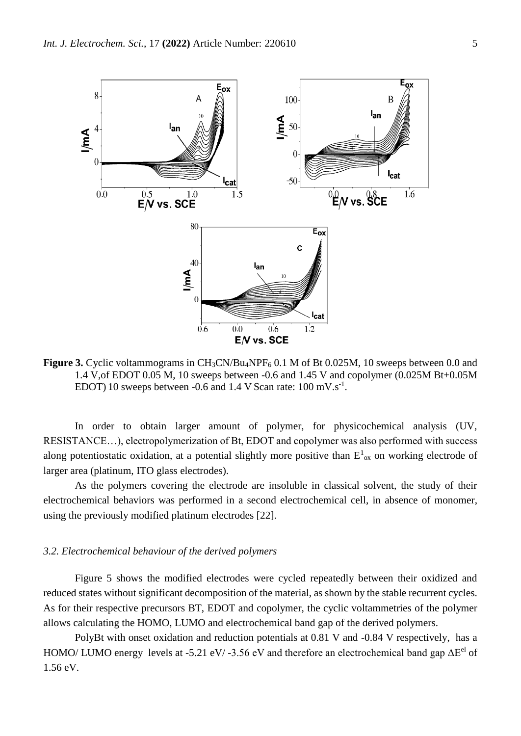**Figure 3.** Cyclic voltammograms in $CH_3CN/Bu_4NPF_6$ 0.1 M of Bt 0.025M, 10 sweeps between 0.0 and 1.4 V,of EDOT 0.05 M, 10 sweeps between -0.6 and 1.45 V and copolymer (0.025M Bt+0.05M EDOT) 10 sweeps between -0.6 and 1.4 V Scan rate: 100 $mV.s^{-1}$.

In order to obtain larger amount of polymer, for physicochemical analysis (UV, RESISTANCE…), electropolymerization of Bt, EDOT and copolymer was also performed with success along potentiostatic oxidation, at a potential slightly more positive than $E^1_{ox}$ on working electrode of larger area (platinum, ITO glass electrodes).

As the polymers covering the electrode are insoluble in classical solvent, the study of their electrochemical behaviors was performed in a second electrochemical cell, in absence of monomer, using the previously modified platinum electrodes [22].

### *3.2. Electrochemical behaviour of the derived polymers*

Figure 5 shows the modified electrodes were cycled repeatedly between their oxidized and reduced states without significant decomposition of the material, as shown by the stable recurrent cycles. As for their respective precursors BT, EDOT and copolymer, the cyclic voltammetries of the polymer allows calculating the HOMO, LUMO and electrochemical band gap of the derived polymers.

PolyBt with onset oxidation and reduction potentials at 0.81 V and -0.84 V respectively, has a HOMO/ LUMO energy levels at -5.21 eV/ -3.56 eV and therefore an electrochemical band gap $\Delta E^{el}$ of 1.56 eV.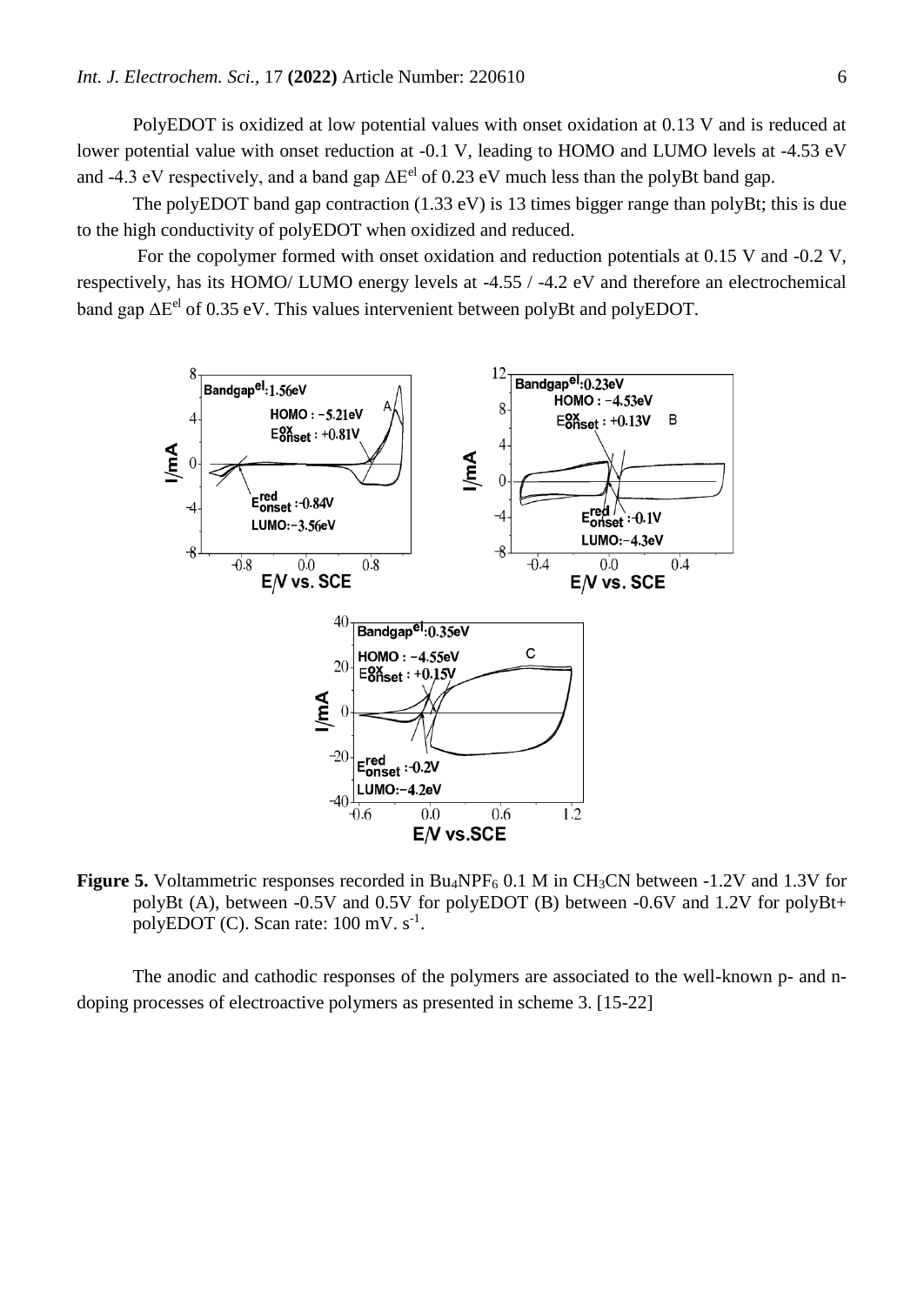PolyEDOT is oxidized at low potential values with onset oxidation at 0.13 V and is reduced at lower potential value with onset reduction at -0.1 V, leading to HOMO and LUMO levels at -4.53 eV and -4.3 eV respectively, and a band gap $\Delta E^{el}$ of 0.23 eV much less than the polyBt band gap.

The polyEDOT band gap contraction (1.33 eV) is 13 times bigger range than polyBt; this is due to the high conductivity of polyEDOT when oxidized and reduced.

For the copolymer formed with onset oxidation and reduction potentials at 0.15 V and -0.2 V, respectively, has its HOMO/ LUMO energy levels at -4.55 / -4.2 eV and therefore an electrochemical band gap $\Delta E^{el}$ of 0.35 eV. This values intervenient between polyBt and polyEDOT.

**Figure 5.** Voltammetric responses recorded in $Bu_4NPF_6$ 0.1 M in $CH_3CN$ between -1.2V and 1.3V for polyBt (A), between -0.5V and 0.5V for polyEDOT (B) between -0.6V and 1.2V for polyBt+ polyEDOT (C). Scan rate: 100 mV. $s^{-1}$.

The anodic and cathodic responses of the polymers are associated to the well-known p- and n-doping processes of electroactive polymers as presented in scheme 3. [15-22]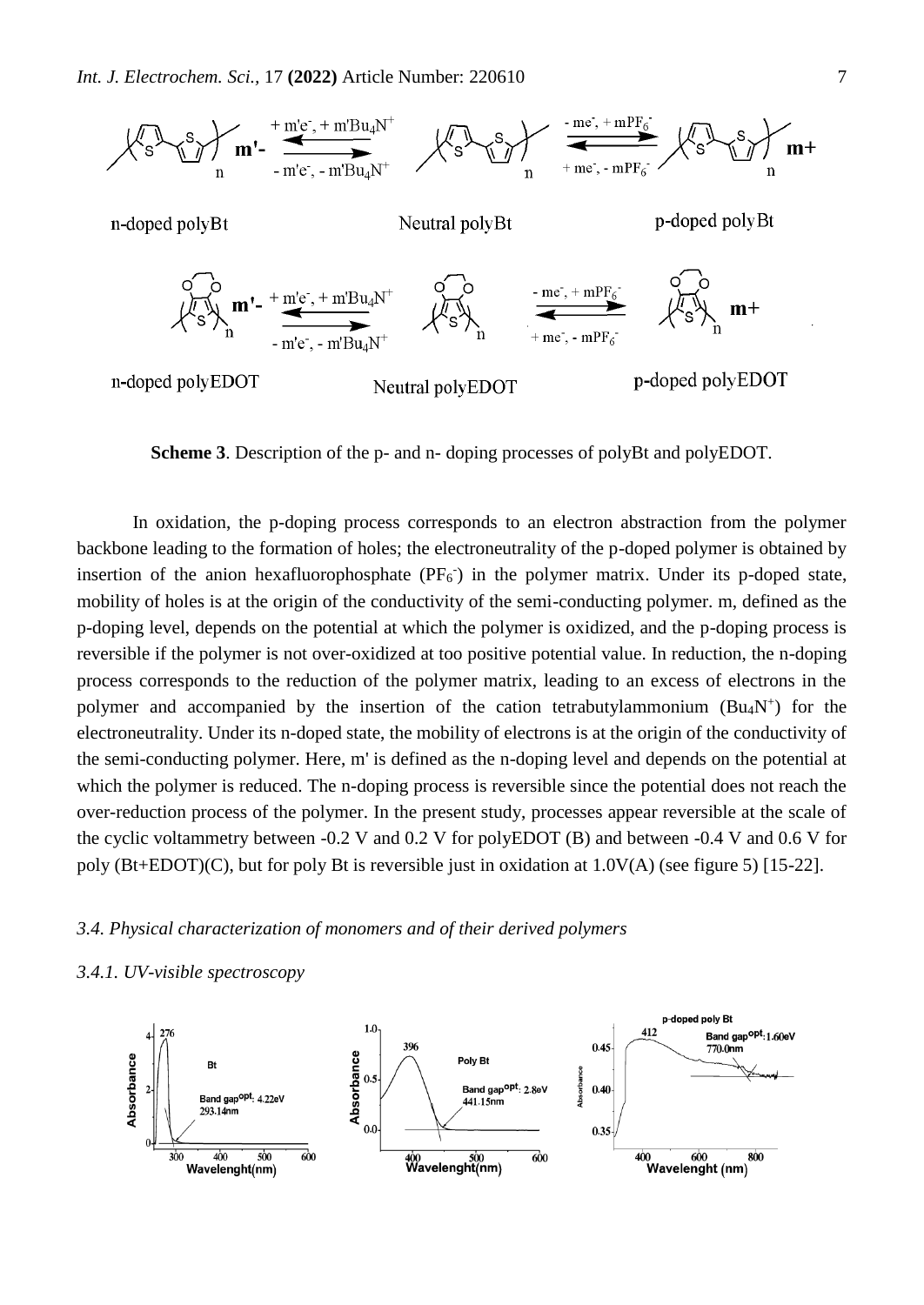**Scheme 3**. Description of the p- and n- doping processes of polyBt and polyEDOT.

In oxidation, the p-doping process corresponds to an electron abstraction from the polymer backbone leading to the formation of holes; the electroneutrality of the p-doped polymer is obtained by insertion of the anion hexafluorophosphate ($PF_6^-$) in the polymer matrix. Under its p-doped state, mobility of holes is at the origin of the conductivity of the semi-conducting polymer. m, defined as the p-doping level, depends on the potential at which the polymer is oxidized, and the p-doping process is reversible if the polymer is not over-oxidized at too positive potential value. In reduction, the n-doping process corresponds to the reduction of the polymer matrix, leading to an excess of electrons in the polymer and accompanied by the insertion of the cation tetrabutylammonium ($Bu_4N^+$) for the electroneutrality. Under its n-doped state, the mobility of electrons is at the origin of the conductivity of the semi-conducting polymer. Here, m' is defined as the n-doping level and depends on the potential at which the polymer is reduced. The n-doping process is reversible since the potential does not reach the over-reduction process of the polymer. In the present study, processes appear reversible at the scale of the cyclic voltammetry between -0.2 V and 0.2 V for polyEDOT (B) and between -0.4 V and 0.6 V for poly (Bt+EDOT)(C), but for poly Bt is reversible just in oxidation at 1.0V(A) (see figure 5) [15-22].

### 3.4. Physical characterization of monomers and of their derived polymers

#### 3.4.1. UV-visible spectroscopy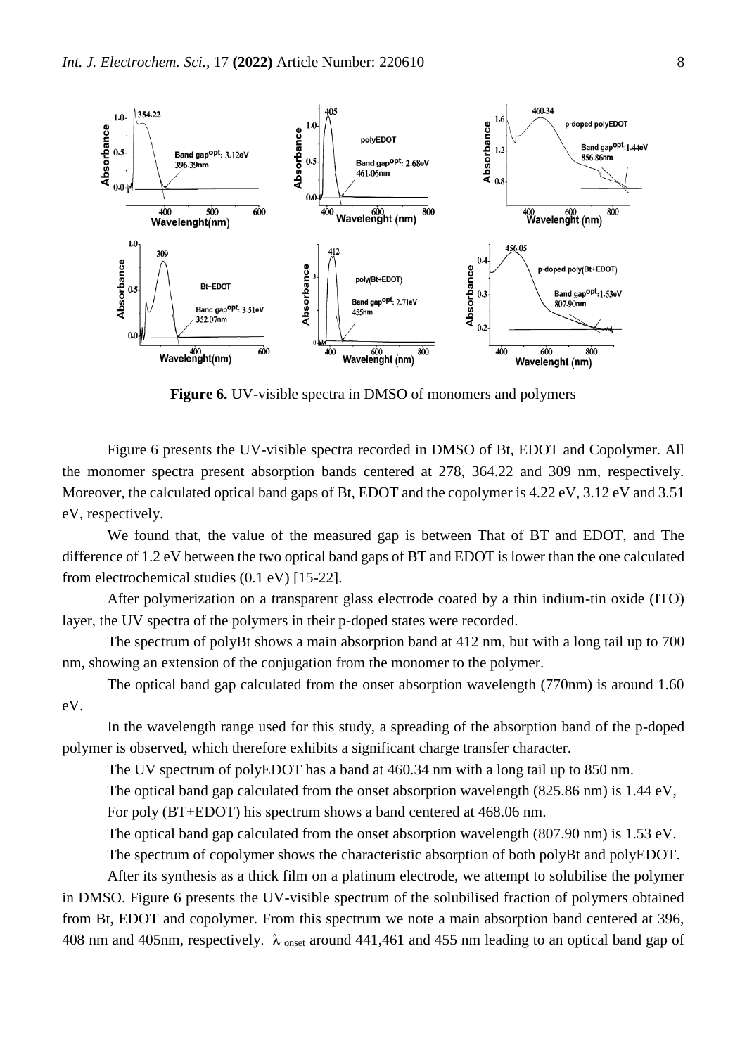**Figure 6.** UV-visible spectra in DMSO of monomers and polymers

Figure 6 presents the UV-visible spectra recorded in DMSO of Bt, EDOT and Copolymer. All the monomer spectra present absorption bands centered at 278, 364.22 and 309 nm, respectively. Moreover, the calculated optical band gaps of Bt, EDOT and the copolymer is 4.22 eV, 3.12 eV and 3.51 eV, respectively.

We found that, the value of the measured gap is between That of BT and EDOT, and The difference of 1.2 eV between the two optical band gaps of BT and EDOT is lower than the one calculated from electrochemical studies (0.1 eV) [15-22].

After polymerization on a transparent glass electrode coated by a thin indium-tin oxide (ITO) layer, the UV spectra of the polymers in their p-doped states were recorded.

The spectrum of polyBt shows a main absorption band at 412 nm, but with a long tail up to 700 nm, showing an extension of the conjugation from the monomer to the polymer.

The optical band gap calculated from the onset absorption wavelength (770nm) is around 1.60 eV.

In the wavelength range used for this study, a spreading of the absorption band of the p-doped polymer is observed, which therefore exhibits a significant charge transfer character.

The UV spectrum of polyEDOT has a band at 460.34 nm with a long tail up to 850 nm.

The optical band gap calculated from the onset absorption wavelength (825.86 nm) is 1.44 eV,

For poly (BT+EDOT) his spectrum shows a band centered at 468.06 nm.

The optical band gap calculated from the onset absorption wavelength (807.90 nm) is 1.53 eV.

The spectrum of copolymer shows the characteristic absorption of both polyBt and polyEDOT.

After its synthesis as a thick film on a platinum electrode, we attempt to solubilise the polymer in DMSO. Figure 6 presents the UV-visible spectrum of the solubilised fraction of polymers obtained from Bt, EDOT and copolymer. From this spectrum we note a main absorption band centered at 396, 408 nm and 405nm, respectively. $\lambda_{onset}$ around 441,461 and 455 nm leading to an optical band gap of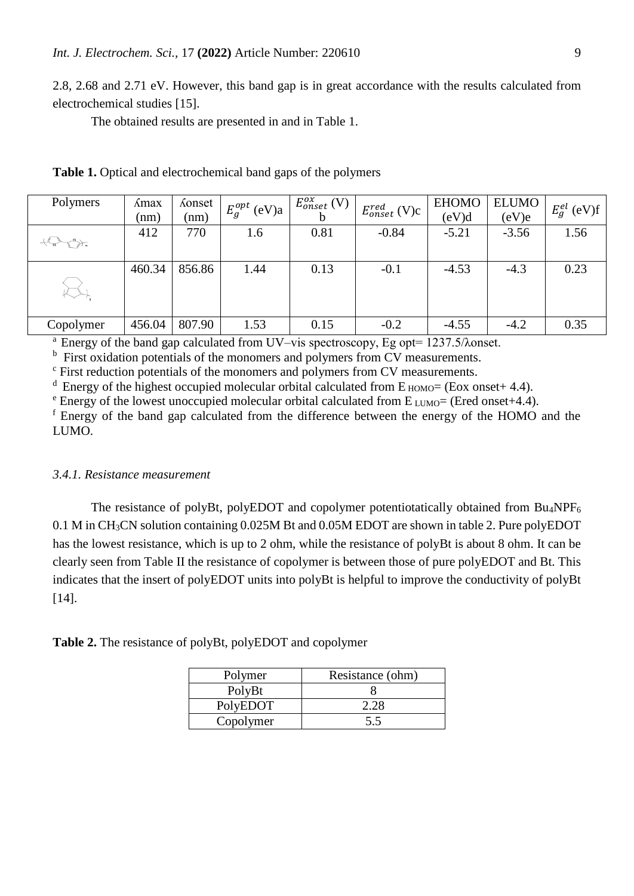2.8, 2.68 and 2.71 eV. However, this band gap is in great accordance with the results calculated from electrochemical studies [15].

The obtained results are presented in and in Table 1.

**Table 1.** Optical and electrochemical band gaps of the polymers

| Polymers | ʎmax (nm) | ʎonset (nm) | $E_g^{opt}$ (eV)a | $E_{onset}^{ox}$ (V) b | $E_{onset}^{red}$ (V)c | EHOMO (eV)d | ELUMO (eV)e | $E_g^{el}$ (eV)f |
|---|---|---|---|---|---|---|---|---|
|  | 412 | 770 | 1.6 | 0.81 | -0.84 | -5.21 | -3.56 | 1.56 |
|  | 460.34 | 856.86 | 1.44 | 0.13 | -0.1 | -4.53 | -4.3 | 0.23 |
| Copolymer | 456.04 | 807.90 | 1.53 | 0.15 | -0.2 | -4.55 | -4.2 | 0.35 |

[a] Energy of the band gap calculated from UV–vis spectroscopy, Eg opt= 1237.5/λonset.
[b] First oxidation potentials of the monomers and polymers from CV measurements.
[c] First reduction potentials of the monomers and polymers from CV measurements.
[d] Energy of the highest occupied molecular orbital calculated from $E_{HOMO}$= (Eox onset+ 4.4).
[e] Energy of the lowest unoccupied molecular orbital calculated from $E_{LUMO}$= (Ered onset+4.4).
[f] Energy of the band gap calculated from the difference between the energy of the HOMO and the LUMO.

### *3.4.1. Resistance measurement*

The resistance of polyBt, polyEDOT and copolymer potentiotatically obtained from $Bu_4NPF_6$ 0.1 M in $CH_3CN$ solution containing 0.025M Bt and 0.05M EDOT are shown in table 2. Pure polyEDOT has the lowest resistance, which is up to 2 ohm, while the resistance of polyBt is about 8 ohm. It can be clearly seen from Table II the resistance of copolymer is between those of pure polyEDOT and Bt. This indicates that the insert of polyEDOT units into polyBt is helpful to improve the conductivity of polyBt [14].

**Table 2.** The resistance of polyBt, polyEDOT and copolymer

| Polymer | Resistance (ohm) |
|---|---|
| PolyBt | 8 |
| PolyEDOT | 2.28 |
| Copolymer | 5.5 |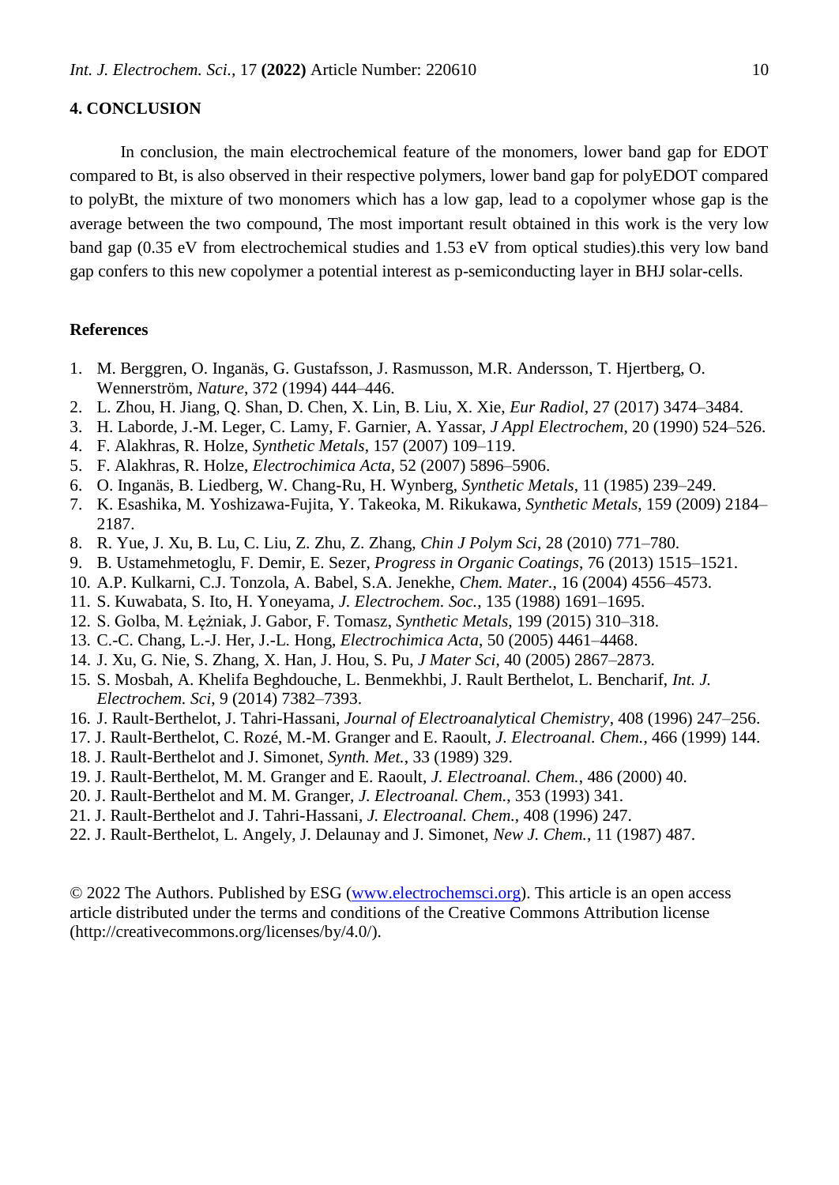## 4. CONCLUSION

In conclusion, the main electrochemical feature of the monomers, lower band gap for EDOT compared to Bt, is also observed in their respective polymers, lower band gap for polyEDOT compared to polyBt, the mixture of two monomers which has a low gap, lead to a copolymer whose gap is the average between the two compound, The most important result obtained in this work is the very low band gap (0.35 eV from electrochemical studies and 1.53 eV from optical studies).this very low band gap confers to this new copolymer a potential interest as p-semiconducting layer in BHJ solar-cells.

## References

1. M. Berggren, O. Inganäs, G. Gustafsson, J. Rasmusson, M.R. Andersson, T. Hjertberg, O. Wennerström, *Nature*, 372 (1994) 444–446.
2. L. Zhou, H. Jiang, Q. Shan, D. Chen, X. Lin, B. Liu, X. Xie, *Eur Radiol*, 27 (2017) 3474–3484.
3. H. Laborde, J.-M. Leger, C. Lamy, F. Garnier, A. Yassar, *J Appl Electrochem*, 20 (1990) 524–526.
4. F. Alakhras, R. Holze, *Synthetic Metals*, 157 (2007) 109–119.
5. F. Alakhras, R. Holze, *Electrochimica Acta*, 52 (2007) 5896–5906.
6. O. Inganäs, B. Liedberg, W. Chang-Ru, H. Wynberg, *Synthetic Metals*, 11 (1985) 239–249.
7. K. Esashika, M. Yoshizawa-Fujita, Y. Takeoka, M. Rikukawa, *Synthetic Metals*, 159 (2009) 2184–2187.
8. R. Yue, J. Xu, B. Lu, C. Liu, Z. Zhu, Z. Zhang, *Chin J Polym Sci*, 28 (2010) 771–780.
9. B. Ustamehmetoglu, F. Demir, E. Sezer, *Progress in Organic Coatings*, 76 (2013) 1515–1521.
10. A.P. Kulkarni, C.J. Tonzola, A. Babel, S.A. Jenekhe, *Chem. Mater.*, 16 (2004) 4556–4573.
11. S. Kuwabata, S. Ito, H. Yoneyama, *J. Electrochem. Soc.*, 135 (1988) 1691–1695.
12. S. Golba, M. Łężniak, J. Gabor, F. Tomasz, *Synthetic Metals*, 199 (2015) 310–318.
13. C.-C. Chang, L.-J. Her, J.-L. Hong, *Electrochimica Acta*, 50 (2005) 4461–4468.
14. J. Xu, G. Nie, S. Zhang, X. Han, J. Hou, S. Pu, *J Mater Sci*, 40 (2005) 2867–2873.
15. S. Mosbah, A. Khelifa Beghdouche, L. Benmekhbi, J. Rault Berthelot, L. Bencharif, *Int. J. Electrochem. Sci*, 9 (2014) 7382–7393.
16. J. Rault-Berthelot, J. Tahri-Hassani, *Journal of Electroanalytical Chemistry*, 408 (1996) 247–256.
17. J. Rault-Berthelot, C. Rozé, M.-M. Granger and E. Raoult, *J. Electroanal. Chem.*, 466 (1999) 144.
18. J. Rault-Berthelot and J. Simonet, *Synth. Met.*, 33 (1989) 329.
19. J. Rault-Berthelot, M. M. Granger and E. Raoult, *J. Electroanal. Chem.*, 486 (2000) 40.
20. J. Rault-Berthelot and M. M. Granger, *J. Electroanal. Chem.*, 353 (1993) 341.
21. J. Rault-Berthelot and J. Tahri-Hassani, *J. Electroanal. Chem.*, 408 (1996) 247.
22. J. Rault-Berthelot, L. Angely, J. Delaunay and J. Simonet, *New J. Chem.*, 11 (1987) 487.

© 2022 The Authors. Published by ESG (www.electrochemsci.org). This article is an open access article distributed under the terms and conditions of the Creative Commons Attribution license (http://creativecommons.org/licenses/by/4.0/).